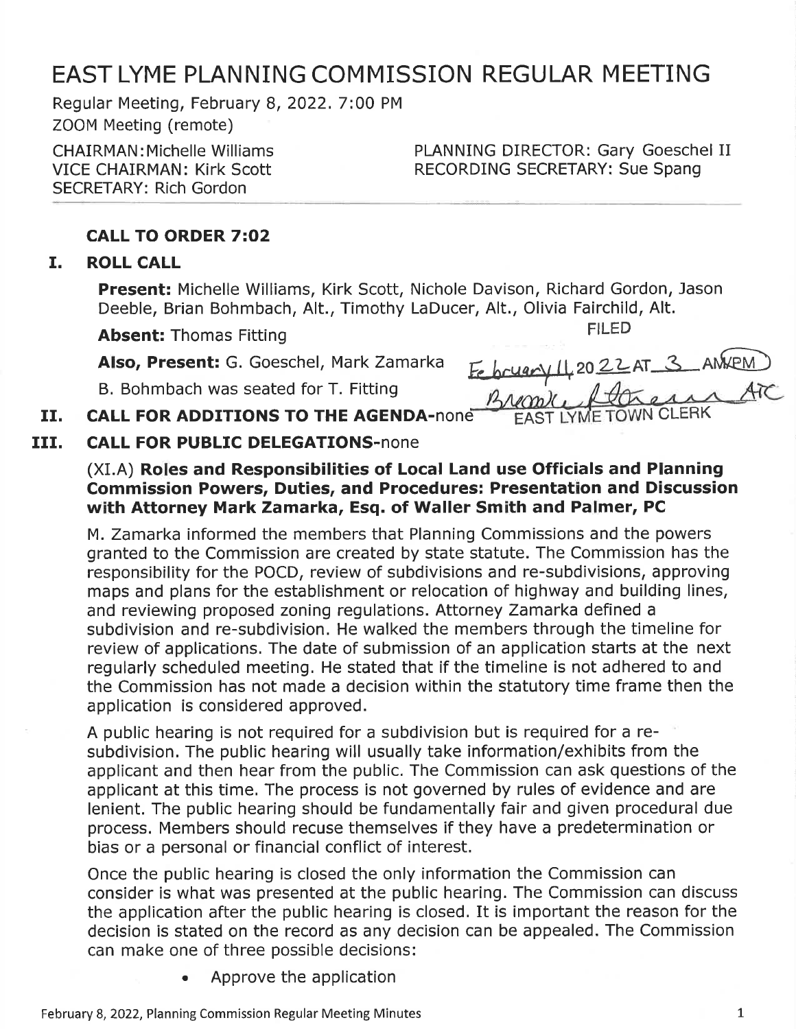# EAST LYME PLANNING COMMISSION REGULAR MEETING

Regular Meeting, February 8, 2022. 7:00 PM
ZOOM Meeting (remote)

CHAIRMAN: Michelle Williams
VICE CHAIRMAN: Kirk Scott
SECRETARY: Rich Gordon

PLANNING DIRECTOR: Gary Goeschel II
RECORDING SECRETARY: Sue Spang

### CALL TO ORDER 7:02

### I. ROLL CALL

**Present:** Michelle Williams, Kirk Scott, Nichole Davison, Richard Gordon, Jason Deeble, Brian Bohmbach, Alt., Timothy LaDucer, Alt., Olivia Fairchild, Alt.

**Absent:** Thomas Fitting

**Also, Present:** G. Goeschel, Mark Zamarka

B. Bohmbach was seated for T. Fitting

FILED
February 11, 2022 AT 3 AM/PM
Brooke Stevens ATC
EAST LYME TOWN CLERK

### II. CALL FOR ADDITIONS TO THE AGENDA-none

### III. CALL FOR PUBLIC DELEGATIONS-none

(XI.A) **Roles and Responsibilities of Local Land use Officials and Planning Commission Powers, Duties, and Procedures: Presentation and Discussion with Attorney Mark Zamarka, Esq. of Waller Smith and Palmer, PC**

M. Zamarka informed the members that Planning Commissions and the powers granted to the Commission are created by state statute. The Commission has the responsibility for the POCD, review of subdivisions and re-subdivisions, approving maps and plans for the establishment or relocation of highway and building lines, and reviewing proposed zoning regulations. Attorney Zamarka defined a subdivision and re-subdivision. He walked the members through the timeline for review of applications. The date of submission of an application starts at the next regularly scheduled meeting. He stated that if the timeline is not adhered to and the Commission has not made a decision within the statutory time frame then the application is considered approved.

A public hearing is not required for a subdivision but is required for a re-subdivision. The public hearing will usually take information/exhibits from the applicant and then hear from the public. The Commission can ask questions of the applicant at this time. The process is not governed by rules of evidence and are lenient. The public hearing should be fundamentally fair and given procedural due process. Members should recuse themselves if they have a predetermination or bias or a personal or financial conflict of interest.

Once the public hearing is closed the only information the Commission can consider is what was presented at the public hearing. The Commission can discuss the application after the public hearing is closed. It is important the reason for the decision is stated on the record as any decision can be appealed. The Commission can make one of three possible decisions:

- Approve the application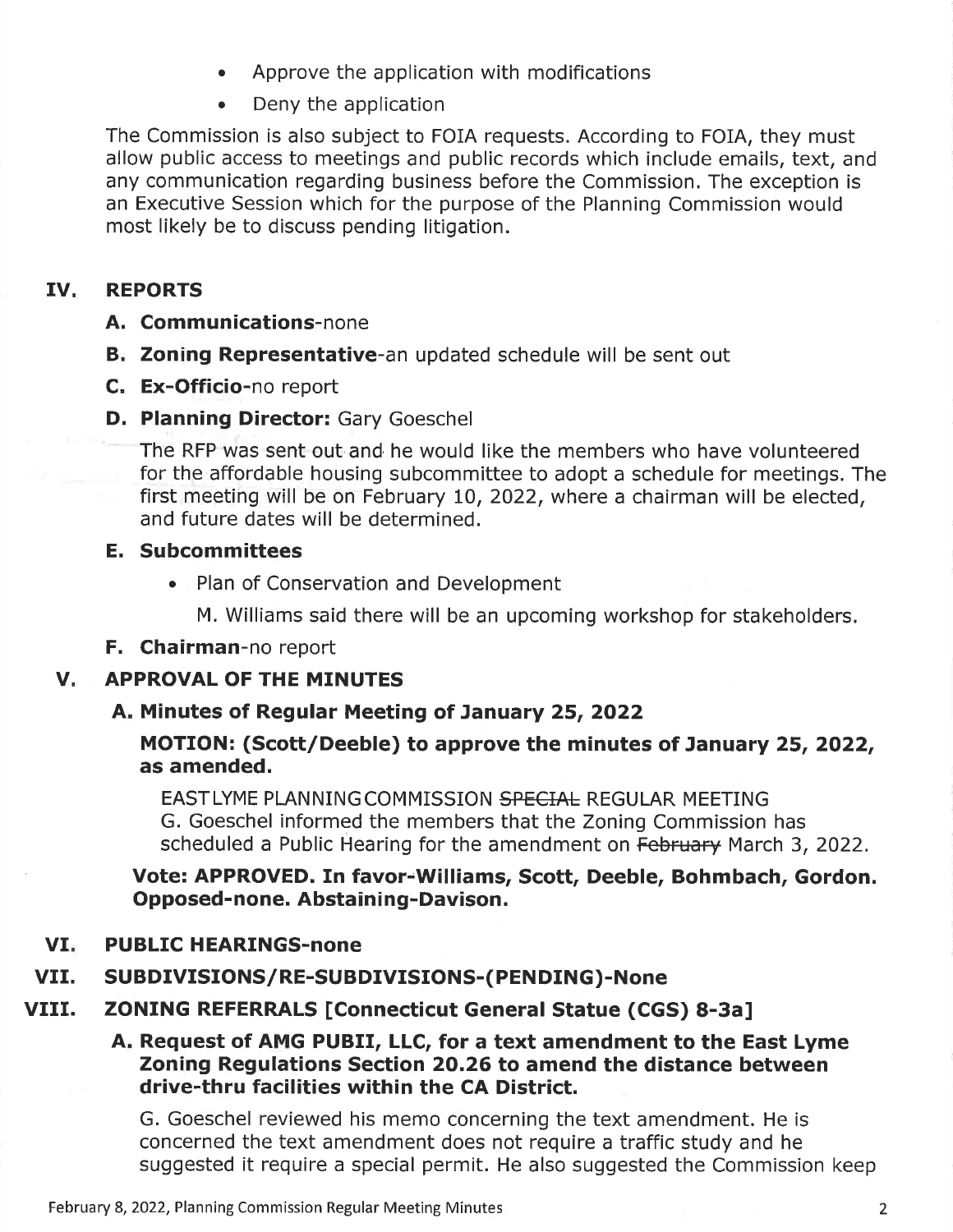- Approve the application with modifications
- Deny the application

The Commission is also subject to FOIA requests. According to FOIA, they must allow public access to meetings and public records which include emails, text, and any communication regarding business before the Commission. The exception is an Executive Session which for the purpose of the Planning Commission would most likely be to discuss pending litigation.

## IV. REPORTS

**A. Communications**-none

**B. Zoning Representative**-an updated schedule will be sent out

**C. Ex-Officio**-no report

**D. Planning Director:** Gary Goeschel

The RFP was sent out and he would like the members who have volunteered for the affordable housing subcommittee to adopt a schedule for meetings. The first meeting will be on February 10, 2022, where a chairman will be elected, and future dates will be determined.

**E. Subcommittees**

- Plan of Conservation and Development

  M. Williams said there will be an upcoming workshop for stakeholders.

**F. Chairman**-no report

## V. APPROVAL OF THE MINUTES

### A. Minutes of Regular Meeting of January 25, 2022

**MOTION: (Scott/Deeble) to approve the minutes of January 25, 2022, as amended.**

EAST LYME PLANNING COMMISSION ~~SPECIAL~~ REGULAR MEETING
G. Goeschel informed the members that the Zoning Commission has scheduled a Public Hearing for the amendment on ~~February~~ March 3, 2022.

**Vote: APPROVED. In favor-Williams, Scott, Deeble, Bohmbach, Gordon. Opposed-none. Abstaining-Davison.**

## VI. PUBLIC HEARINGS-none

## VII. SUBDIVISIONS/RE-SUBDIVISIONS-(PENDING)-None

## VIII. ZONING REFERRALS [Connecticut General Statue (CGS) 8-3a]

### A. Request of AMG PUBII, LLC, for a text amendment to the East Lyme Zoning Regulations Section 20.26 to amend the distance between drive-thru facilities within the CA District.

G. Goeschel reviewed his memo concerning the text amendment. He is concerned the text amendment does not require a traffic study and he suggested it require a special permit. He also suggested the Commission keep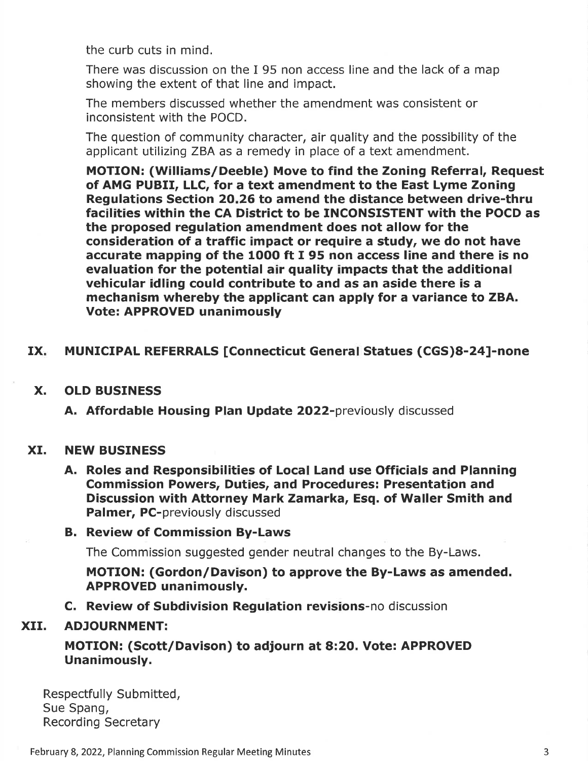the curb cuts in mind.

There was discussion on the I 95 non access line and the lack of a map showing the extent of that line and impact.

The members discussed whether the amendment was consistent or inconsistent with the POCD.

The question of community character, air quality and the possibility of the applicant utilizing ZBA as a remedy in place of a text amendment.

**MOTION: (Williams/Deeble) Move to find the Zoning Referral, Request of AMG PUBII, LLC, for a text amendment to the East Lyme Zoning Regulations Section 20.26 to amend the distance between drive-thru facilities within the CA District to be INCONSISTENT with the POCD as the proposed regulation amendment does not allow for the consideration of a traffic impact or require a study, we do not have accurate mapping of the 1000 ft I 95 non access line and there is no evaluation for the potential air quality impacts that the additional vehicular idling could contribute to and as an aside there is a mechanism whereby the applicant can apply for a variance to ZBA. Vote: APPROVED unanimously**

## IX. MUNICIPAL REFERRALS [Connecticut General Statues (CGS)8-24]-none

## X. OLD BUSINESS

**A. Affordable Housing Plan Update 2022-**previously discussed

## XI. NEW BUSINESS

**A. Roles and Responsibilities of Local Land use Officials and Planning Commission Powers, Duties, and Procedures: Presentation and Discussion with Attorney Mark Zamarka, Esq. of Waller Smith and Palmer, PC-**previously discussed

**B. Review of Commission By-Laws**

The Commission suggested gender neutral changes to the By-Laws.

**MOTION: (Gordon/Davison) to approve the By-Laws as amended. APPROVED unanimously.**

**C. Review of Subdivision Regulation revisions-**no discussion

## XII. ADJOURNMENT:

**MOTION: (Scott/Davison) to adjourn at 8:20. Vote: APPROVED Unanimously.**

Respectfully Submitted,
Sue Spang,
Recording Secretary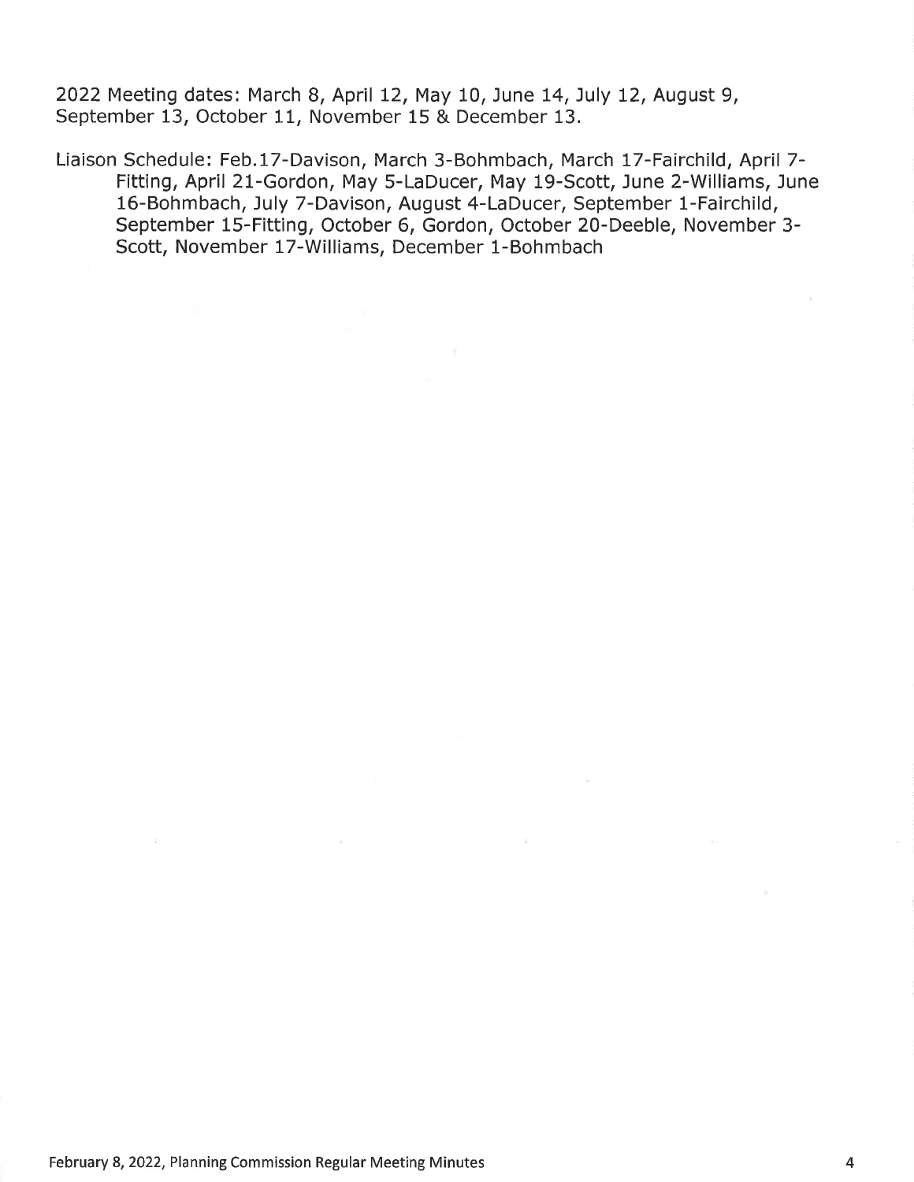2022 Meeting dates: March 8, April 12, May 10, June 14, July 12, August 9, September 13, October 11, November 15 & December 13.

Liaison Schedule: Feb.17-Davison, March 3-Bohmbach, March 17-Fairchild, April 7-Fitting, April 21-Gordon, May 5-LaDucer, May 19-Scott, June 2-Williams, June 16-Bohmbach, July 7-Davison, August 4-LaDucer, September 1-Fairchild, September 15-Fitting, October 6, Gordon, October 20-Deeble, November 3-Scott, November 17-Williams, December 1-Bohmbach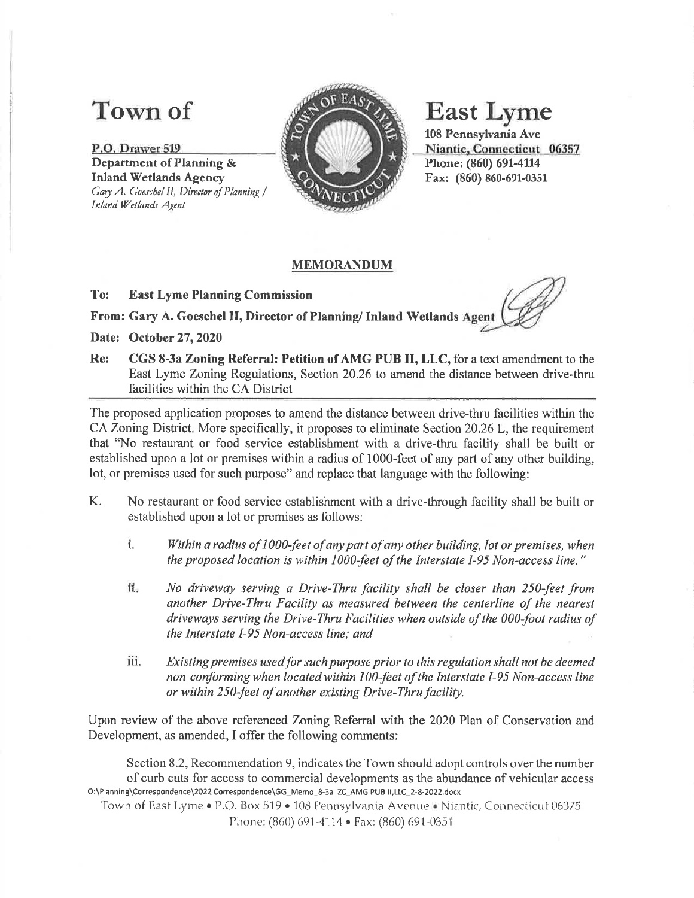# Town of East Lyme

**P.O. Drawer 519**
**Department of Planning &**
**Inland Wetlands Agency**
*Gary A. Goeschel II, Director of Planning / Inland Wetlands Agent*

**108 Pennsylvania Ave**
**Niantic, Connecticut 06357**
**Phone: (860) 691-4114**
**Fax: (860) 860-691-0351**

## MEMORANDUM

**To:** **East Lyme Planning Commission**

**From: Gary A. Goeschel II, Director of Planning/ Inland Wetlands Agent**

**Date: October 27, 2020**

**Re:** **CGS 8-3a Zoning Referral: Petition of AMG PUB II, LLC,** for a text amendment to the East Lyme Zoning Regulations, Section 20.26 to amend the distance between drive-thru facilities within the CA District

---

The proposed application proposes to amend the distance between drive-thru facilities within the CA Zoning District. More specifically, it proposes to eliminate Section 20.26 L, the requirement that "No restaurant or food service establishment with a drive-thru facility shall be built or established upon a lot or premises within a radius of 1000-feet of any part of any other building, lot, or premises used for such purpose" and replace that language with the following:

K. No restaurant or food service establishment with a drive-through facility shall be built or established upon a lot or premises as follows:

   i. *Within a radius of 1000-feet of any part of any other building, lot or premises, when the proposed location is within 1000-feet of the Interstate I-95 Non-access line."*

   ii. *No driveway serving a Drive-Thru facility shall be closer than 250-feet from another Drive-Thru Facility as measured between the centerline of the nearest driveways serving the Drive-Thru Facilities when outside of the 000-foot radius of the Interstate I-95 Non-access line; and*

   iii. *Existing premises used for such purpose prior to this regulation shall not be deemed non-conforming when located within 100-feet of the Interstate I-95 Non-access line or within 250-feet of another existing Drive-Thru facility.*

Upon review of the above referenced Zoning Referral with the 2020 Plan of Conservation and Development, as amended, I offer the following comments:

Section 8.2, Recommendation 9, indicates the Town should adopt controls over the number of curb cuts for access to commercial developments as the abundance of vehicular access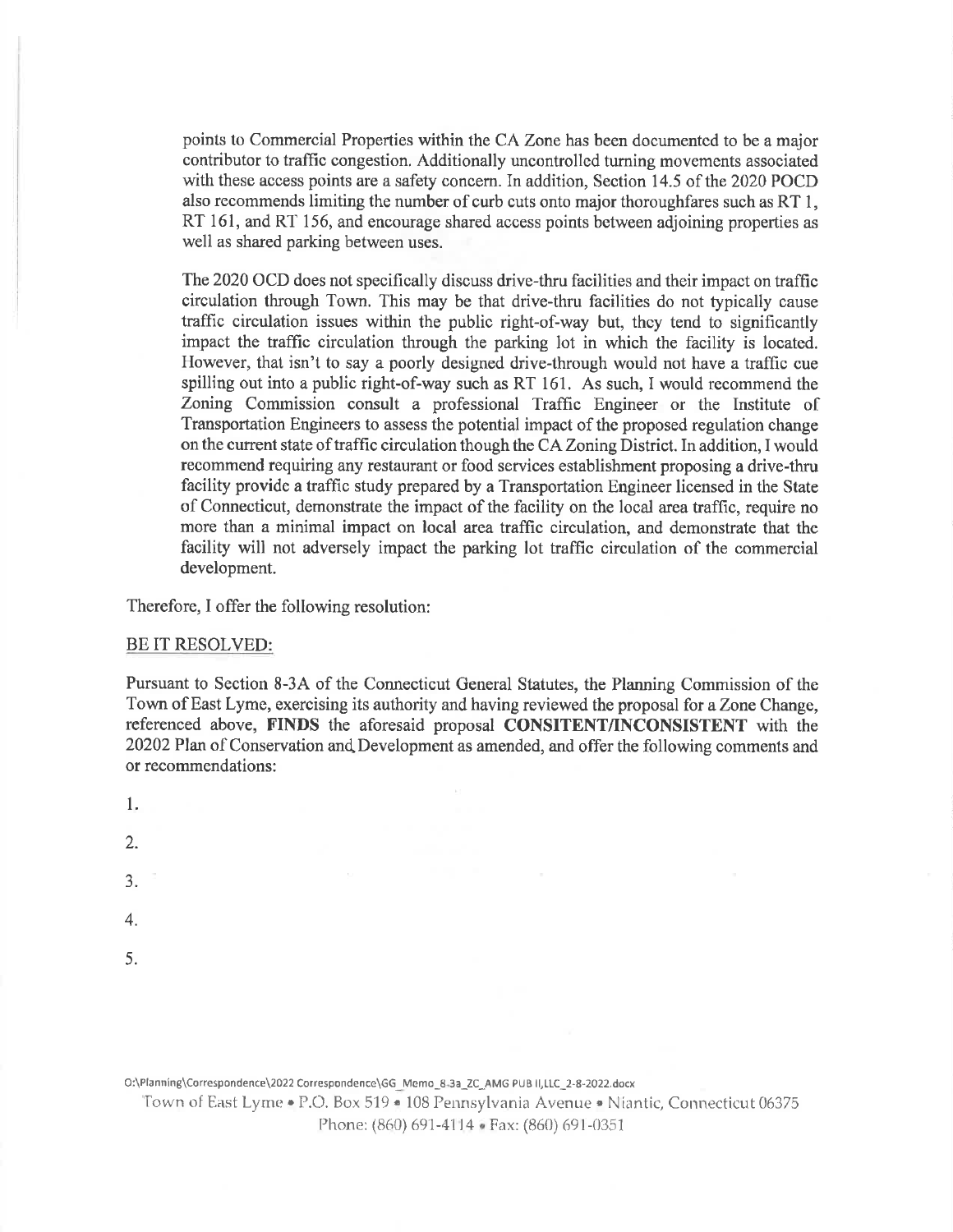points to Commercial Properties within the CA Zone has been documented to be a major contributor to traffic congestion. Additionally uncontrolled turning movements associated with these access points are a safety concern. In addition, Section 14.5 of the 2020 POCD also recommends limiting the number of curb cuts onto major thoroughfares such as RT 1, RT 161, and RT 156, and encourage shared access points between adjoining properties as well as shared parking between uses.

The 2020 OCD does not specifically discuss drive-thru facilities and their impact on traffic circulation through Town. This may be that drive-thru facilities do not typically cause traffic circulation issues within the public right-of-way but, they tend to significantly impact the traffic circulation through the parking lot in which the facility is located. However, that isn't to say a poorly designed drive-through would not have a traffic cue spilling out into a public right-of-way such as RT 161. As such, I would recommend the Zoning Commission consult a professional Traffic Engineer or the Institute of Transportation Engineers to assess the potential impact of the proposed regulation change on the current state of traffic circulation though the CA Zoning District. In addition, I would recommend requiring any restaurant or food services establishment proposing a drive-thru facility provide a traffic study prepared by a Transportation Engineer licensed in the State of Connecticut, demonstrate the impact of the facility on the local area traffic, require no more than a minimal impact on local area traffic circulation, and demonstrate that the facility will not adversely impact the parking lot traffic circulation of the commercial development.

Therefore, I offer the following resolution:

BE IT RESOLVED:

Pursuant to Section 8-3A of the Connecticut General Statutes, the Planning Commission of the Town of East Lyme, exercising its authority and having reviewed the proposal for a Zone Change, referenced above, **FINDS** the aforesaid proposal **CONSITENT/INCONSISTENT** with the 20202 Plan of Conservation and Development as amended, and offer the following comments and or recommendations:

1.

2.

3.

4.

5.

O:\Planning\Correspondence\2022 Correspondence\GG_Memo_8-3a_ZC_AMG PUB II,LLC_2-8-2022.docx

Town of East Lyme • P.O. Box 519 • 108 Pennsylvania Avenue • Niantic, Connecticut 06375
Phone: (860) 691-4114 • Fax: (860) 691-0351